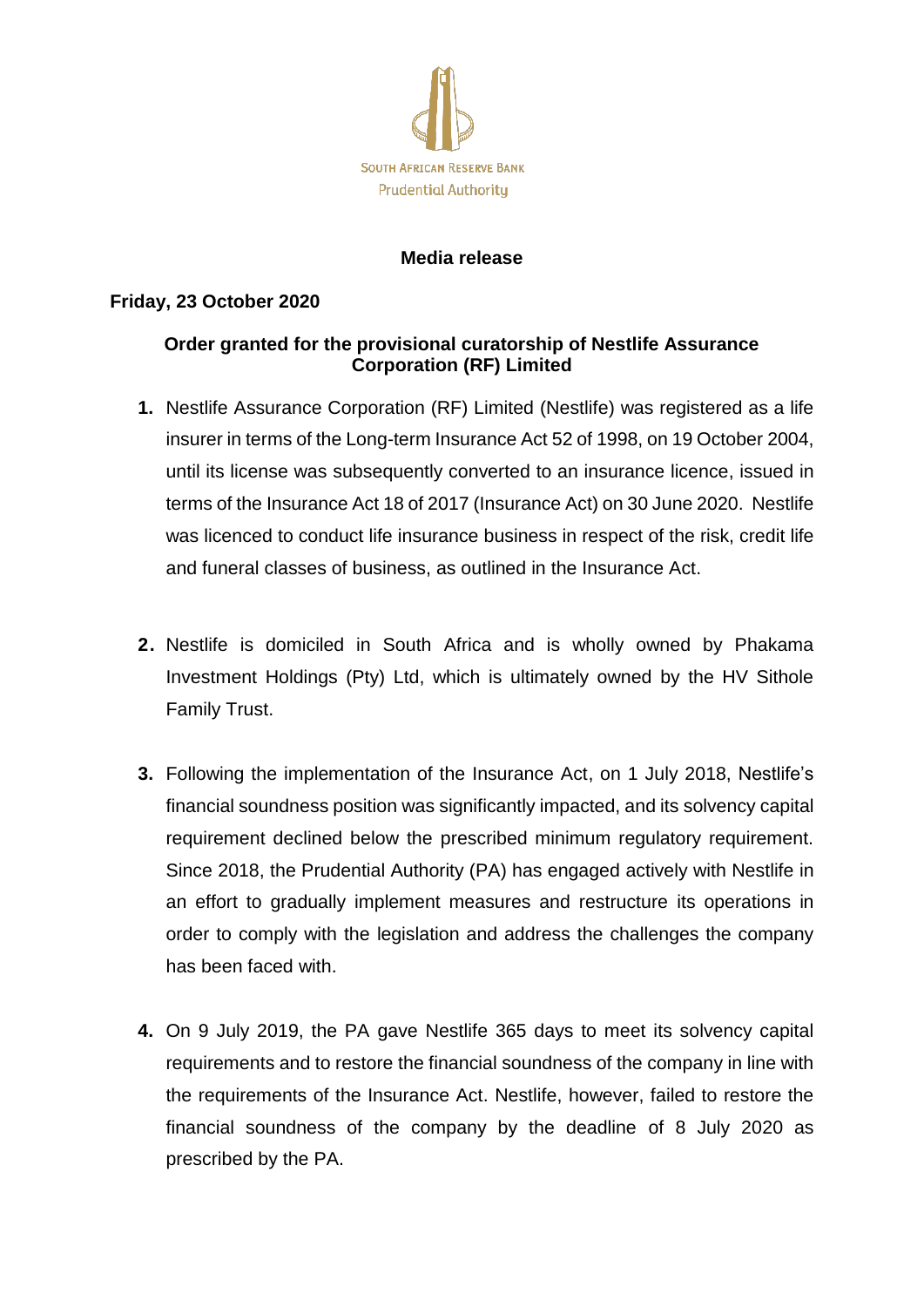South African Reserve Bank
Prudential Authority

**Media release**

**Friday, 23 October 2020**

## Order granted for the provisional curatorship of Nestlife Assurance Corporation (RF) Limited

1. Nestlife Assurance Corporation (RF) Limited (Nestlife) was registered as a life insurer in terms of the Long-term Insurance Act 52 of 1998, on 19 October 2004, until its license was subsequently converted to an insurance licence, issued in terms of the Insurance Act 18 of 2017 (Insurance Act) on 30 June 2020. Nestlife was licenced to conduct life insurance business in respect of the risk, credit life and funeral classes of business, as outlined in the Insurance Act.

2. Nestlife is domiciled in South Africa and is wholly owned by Phakama Investment Holdings (Pty) Ltd, which is ultimately owned by the HV Sithole Family Trust.

3. Following the implementation of the Insurance Act, on 1 July 2018, Nestlife's financial soundness position was significantly impacted, and its solvency capital requirement declined below the prescribed minimum regulatory requirement. Since 2018, the Prudential Authority (PA) has engaged actively with Nestlife in an effort to gradually implement measures and restructure its operations in order to comply with the legislation and address the challenges the company has been faced with.

4. On 9 July 2019, the PA gave Nestlife 365 days to meet its solvency capital requirements and to restore the financial soundness of the company in line with the requirements of the Insurance Act. Nestlife, however, failed to restore the financial soundness of the company by the deadline of 8 July 2020 as prescribed by the PA.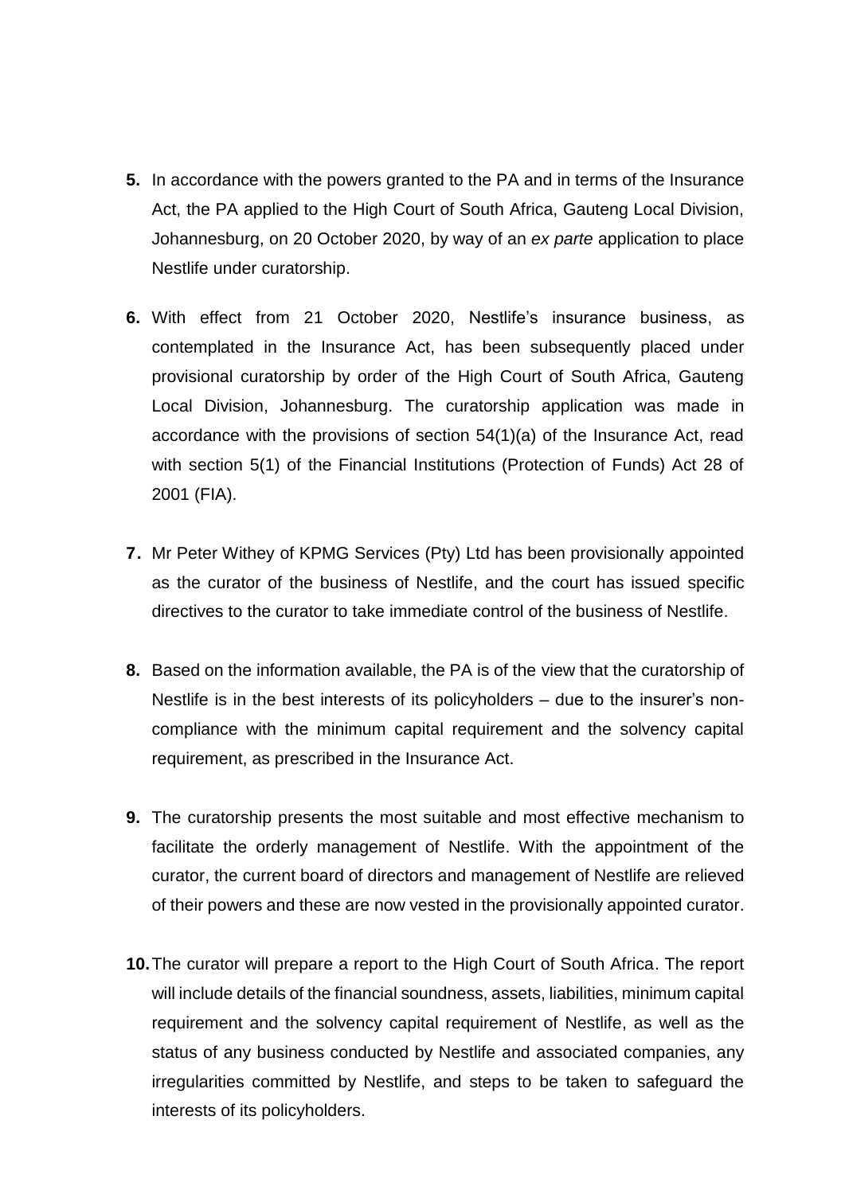**5.** In accordance with the powers granted to the PA and in terms of the Insurance Act, the PA applied to the High Court of South Africa, Gauteng Local Division, Johannesburg, on 20 October 2020, by way of an *ex parte* application to place Nestlife under curatorship.

**6.** With effect from 21 October 2020, Nestlife's insurance business, as contemplated in the Insurance Act, has been subsequently placed under provisional curatorship by order of the High Court of South Africa, Gauteng Local Division, Johannesburg. The curatorship application was made in accordance with the provisions of section 54(1)(a) of the Insurance Act, read with section 5(1) of the Financial Institutions (Protection of Funds) Act 28 of 2001 (FIA).

**7.** Mr Peter Withey of KPMG Services (Pty) Ltd has been provisionally appointed as the curator of the business of Nestlife, and the court has issued specific directives to the curator to take immediate control of the business of Nestlife.

**8.** Based on the information available, the PA is of the view that the curatorship of Nestlife is in the best interests of its policyholders – due to the insurer's non-compliance with the minimum capital requirement and the solvency capital requirement, as prescribed in the Insurance Act.

**9.** The curatorship presents the most suitable and most effective mechanism to facilitate the orderly management of Nestlife. With the appointment of the curator, the current board of directors and management of Nestlife are relieved of their powers and these are now vested in the provisionally appointed curator.

**10.** The curator will prepare a report to the High Court of South Africa. The report will include details of the financial soundness, assets, liabilities, minimum capital requirement and the solvency capital requirement of Nestlife, as well as the status of any business conducted by Nestlife and associated companies, any irregularities committed by Nestlife, and steps to be taken to safeguard the interests of its policyholders.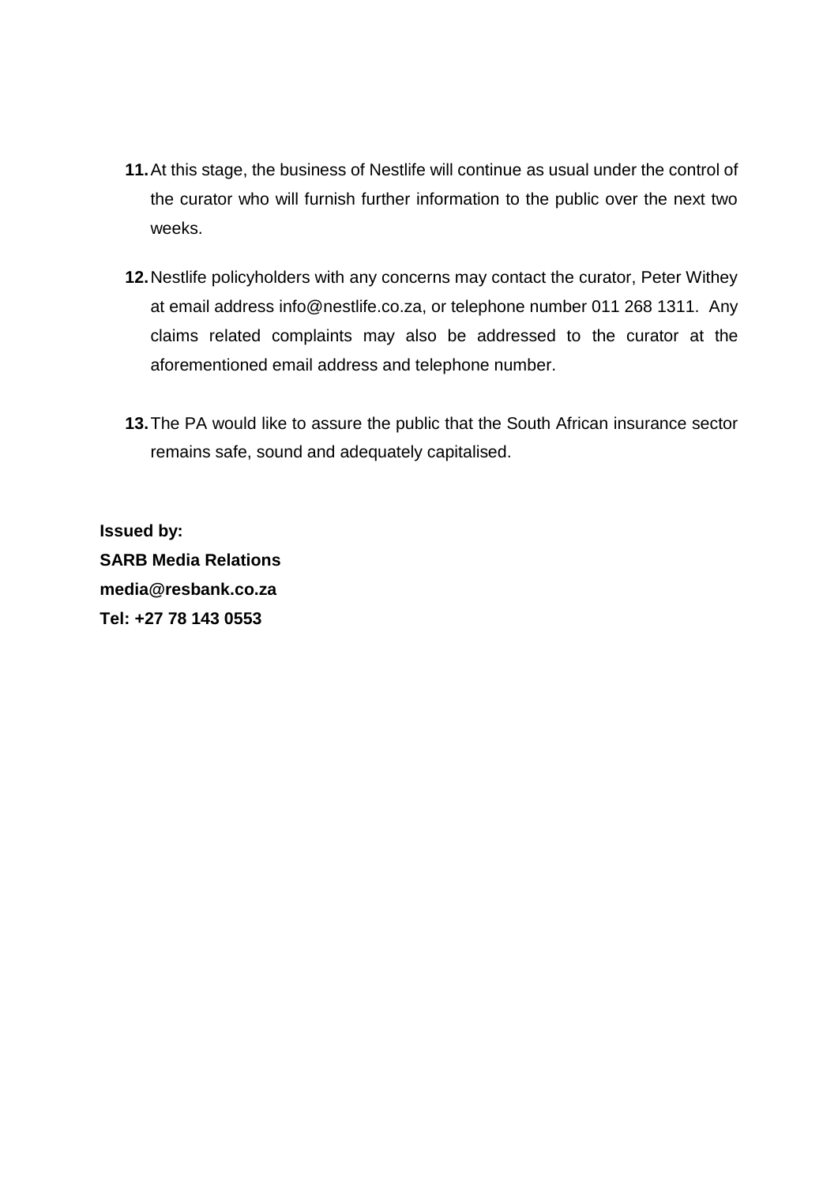11. At this stage, the business of Nestlife will continue as usual under the control of the curator who will furnish further information to the public over the next two weeks.

12. Nestlife policyholders with any concerns may contact the curator, Peter Withey at email address info@nestlife.co.za, or telephone number 011 268 1311. Any claims related complaints may also be addressed to the curator at the aforementioned email address and telephone number.

13. The PA would like to assure the public that the South African insurance sector remains safe, sound and adequately capitalised.

**Issued by:**
**SARB Media Relations**
**media@resbank.co.za**
**Tel: +27 78 143 0553**